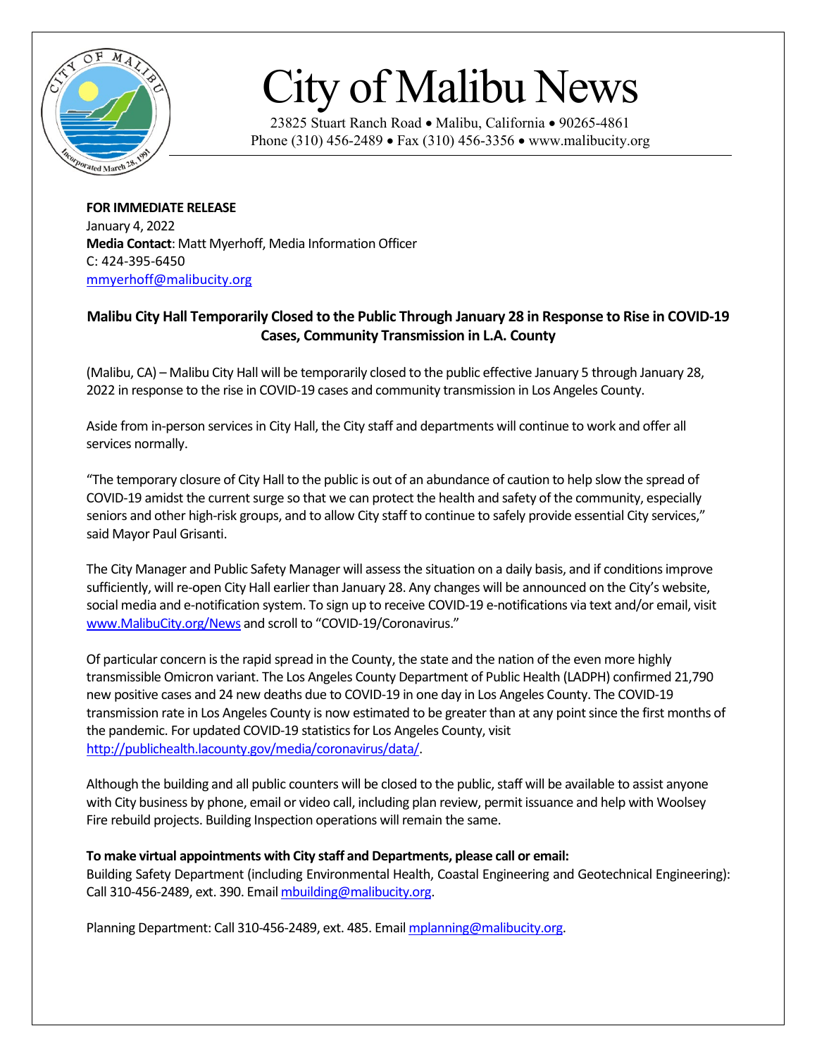# City of Malibu News

23825 Stuart Ranch Road • Malibu, California • 90265-4861
Phone (310) 456-2489 • Fax (310) 456-3356 • www.malibucity.org

**FOR IMMEDIATE RELEASE**
January 4, 2022
**Media Contact**: Matt Myerhoff, Media Information Officer
C: 424-395-6450
mmyerhoff@malibucity.org

## Malibu City Hall Temporarily Closed to the Public Through January 28 in Response to Rise in COVID-19 Cases, Community Transmission in L.A. County

(Malibu, CA) – Malibu City Hall will be temporarily closed to the public effective January 5 through January 28, 2022 in response to the rise in COVID-19 cases and community transmission in Los Angeles County.

Aside from in-person services in City Hall, the City staff and departments will continue to work and offer all services normally.

"The temporary closure of City Hall to the public is out of an abundance of caution to help slow the spread of COVID-19 amidst the current surge so that we can protect the health and safety of the community, especially seniors and other high-risk groups, and to allow City staff to continue to safely provide essential City services," said Mayor Paul Grisanti.

The City Manager and Public Safety Manager will assess the situation on a daily basis, and if conditions improve sufficiently, will re-open City Hall earlier than January 28. Any changes will be announced on the City's website, social media and e-notification system. To sign up to receive COVID-19 e-notifications via text and/or email, visit www.MalibuCity.org/News and scroll to "COVID-19/Coronavirus."

Of particular concern is the rapid spread in the County, the state and the nation of the even more highly transmissible Omicron variant. The Los Angeles County Department of Public Health (LADPH) confirmed 21,790 new positive cases and 24 new deaths due to COVID-19 in one day in Los Angeles County. The COVID-19 transmission rate in Los Angeles County is now estimated to be greater than at any point since the first months of the pandemic. For updated COVID-19 statistics for Los Angeles County, visit http://publichealth.lacounty.gov/media/coronavirus/data/.

Although the building and all public counters will be closed to the public, staff will be available to assist anyone with City business by phone, email or video call, including plan review, permit issuance and help with Woolsey Fire rebuild projects. Building Inspection operations will remain the same.

**To make virtual appointments with City staff and Departments, please call or email:**
Building Safety Department (including Environmental Health, Coastal Engineering and Geotechnical Engineering): Call 310-456-2489, ext. 390. Email mbuilding@malibucity.org.

Planning Department: Call 310-456-2489, ext. 485. Email mplanning@malibucity.org.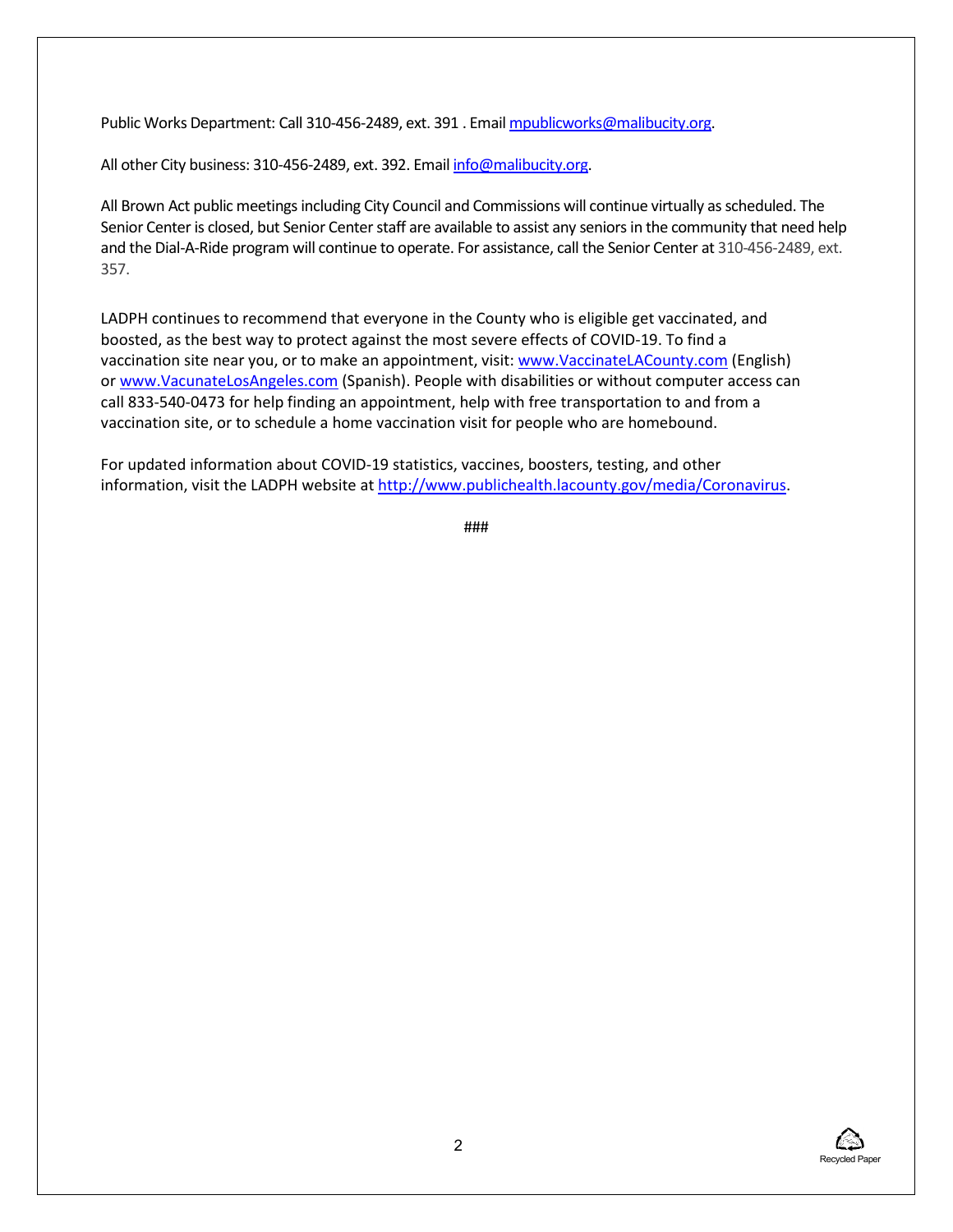Public Works Department: Call 310-456-2489, ext. 391 . Email mpublicworks@malibucity.org.

All other City business: 310-456-2489, ext. 392. Email info@malibucity.org.

All Brown Act public meetings including City Council and Commissions will continue virtually as scheduled. The Senior Center is closed, but Senior Center staff are available to assist any seniors in the community that need help and the Dial-A-Ride program will continue to operate. For assistance, call the Senior Center at 310-456-2489, ext. 357.

LADPH continues to recommend that everyone in the County who is eligible get vaccinated, and boosted, as the best way to protect against the most severe effects of COVID-19. To find a vaccination site near you, or to make an appointment, visit: www.VaccinateLACounty.com (English) or www.VacunateLosAngeles.com (Spanish). People with disabilities or without computer access can call 833-540-0473 for help finding an appointment, help with free transportation to and from a vaccination site, or to schedule a home vaccination visit for people who are homebound.

For updated information about COVID-19 statistics, vaccines, boosters, testing, and other information, visit the LADPH website at http://www.publichealth.lacounty.gov/media/Coronavirus.

###

Recycled Paper